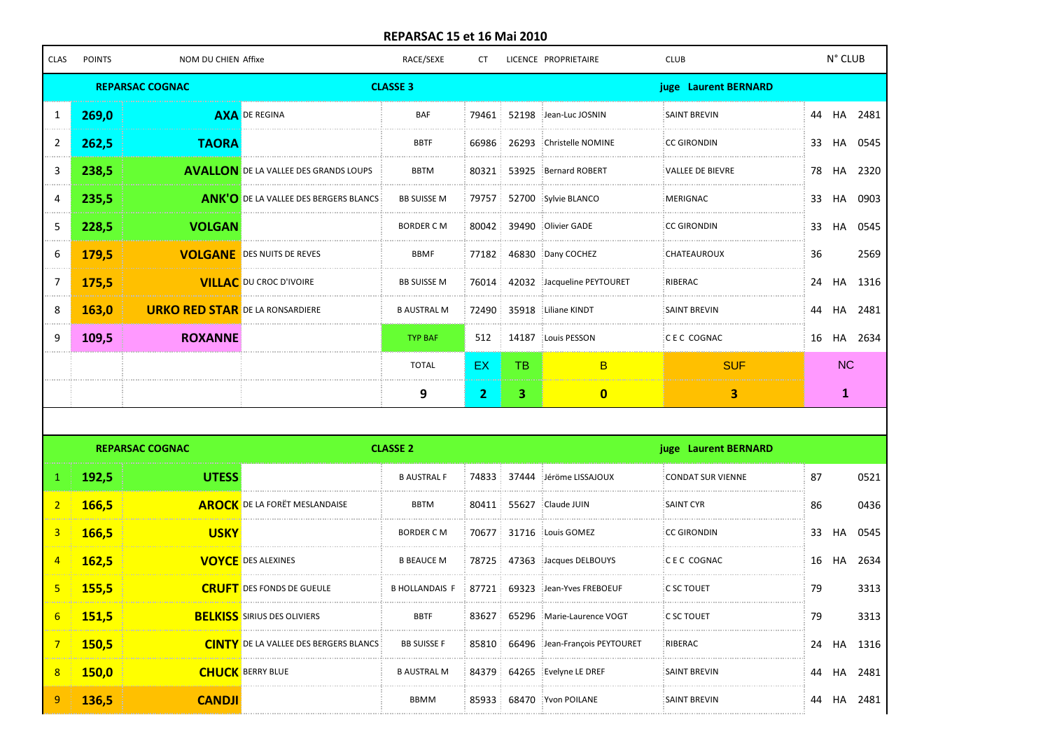# REPARSAC 15 et 16 Mai 2010

| CLAS | POINTS | NOM DU CHIEN | Affixe | RACE/SEXE | CT | LICENCE | PROPRIETAIRE | CLUB | N° CLUB | | |
|---|---|---|---|---|---|---|---|---|---|---|---|
| | REPARSAC COGNAC | | | CLASSE 3 | | | | juge Laurent BERNARD | | | |
| 1 | 269,0 | AXA | DE REGINA | BAF | 79461 | 52198 | Jean-Luc JOSNIN | SAINT BREVIN | 44 | HA | 2481 |
| 2 | 262,5 | TAORA | | BBTF | 66986 | 26293 | Christelle NOMINE | CC GIRONDIN | 33 | HA | 0545 |
| 3 | 238,5 | AVALLON | DE LA VALLEE DES GRANDS LOUPS | BBTM | 80321 | 53925 | Bernard ROBERT | VALLEE DE BIEVRE | 78 | HA | 2320 |
| 4 | 235,5 | ANK'O | DE LA VALLEE DES BERGERS BLANCS | BB SUISSE M | 79757 | 52700 | Sylvie BLANCO | MERIGNAC | 33 | HA | 0903 |
| 5 | 228,5 | VOLGAN | | BORDER C M | 80042 | 39490 | Olivier GADE | CC GIRONDIN | 33 | HA | 0545 |
| 6 | 179,5 | VOLGANE | DES NUITS DE REVES | BBMF | 77182 | 46830 | Dany COCHEZ | CHATEAUROUX | 36 | | 2569 |
| 7 | 175,5 | VILLAC | DU CROC D'IVOIRE | BB SUISSE M | 76014 | 42032 | Jacqueline PEYTOURET | RIBERAC | 24 | HA | 1316 |
| 8 | 163,0 | URKO RED STAR | DE LA RONSARDIERE | B AUSTRAL M | 72490 | 35918 | Liliane KINDT | SAINT BREVIN | 44 | HA | 2481 |
| 9 | 109,5 | ROXANNE | | TYP BAF | 512 | 14187 | Louis PESSON | C E C COGNAC | 16 | HA | 2634 |
| | | | | TOTAL | EX | TB | B | SUF | NC | | |
| | | | | 9 | 2 | 3 | 0 | 3 | 1 | | |

| CLAS | POINTS | NOM DU CHIEN | Affixe | RACE/SEXE | CT | LICENCE | PROPRIETAIRE | CLUB | N° CLUB | | |
|---|---|---|---|---|---|---|---|---|---|---|---|
| | REPARSAC COGNAC | | | CLASSE 2 | | | | juge Laurent BERNARD | | | |
| 1 | 192,5 | UTESS | | B AUSTRAL F | 74833 | 37444 | Jérôme LISSAJOUX | CONDAT SUR VIENNE | 87 | | 0521 |
| 2 | 166,5 | AROCK | DE LA FORÊT MESLANDAISE | BBTM | 80411 | 55627 | Claude JUIN | SAINT CYR | 86 | | 0436 |
| 3 | 166,5 | USKY | | BORDER C M | 70677 | 31716 | Louis GOMEZ | CC GIRONDIN | 33 | HA | 0545 |
| 4 | 162,5 | VOYCE | DES ALEXINES | B BEAUCE M | 78725 | 47363 | Jacques DELBOUYS | C E C COGNAC | 16 | HA | 2634 |
| 5 | 155,5 | CRUFT | DES FONDS DE GUEULE | B HOLLANDAIS F | 87721 | 69323 | Jean-Yves FREBOEUF | C SC TOUET | 79 | | 3313 |
| 6 | 151,5 | BELKISS | SIRIUS DES OLIVIERS | BBTF | 83627 | 65296 | Marie-Laurence VOGT | C SC TOUET | 79 | | 3313 |
| 7 | 150,5 | CINTY | DE LA VALLEE DES BERGERS BLANCS | BB SUISSE F | 85810 | 66496 | Jean-François PEYTOURET | RIBERAC | 24 | HA | 1316 |
| 8 | 150,0 | CHUCK | BERRY BLUE | B AUSTRAL M | 84379 | 64265 | Evelyne LE DREF | SAINT BREVIN | 44 | HA | 2481 |
| 9 | 136,5 | CANDJI | | BBMM | 85933 | 68470 | Yvon POILANE | SAINT BREVIN | 44 | HA | 2481 |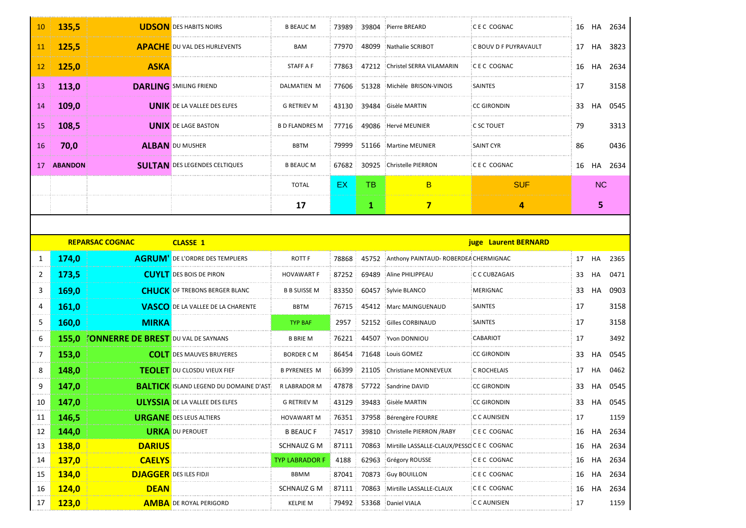| | | | | | | | | | | | |
|---|---|---|---|---|---|---|---|---|---|---|---|
| 10 | 135,5 | **UDSON** | DES HABITS NOIRS | B BEAUC M | 73989 | 39804 | Pierre BREARD | C E C COGNAC | 16 | HA | 2634 |
| 11 | 125,5 | **APACHE** | DU VAL DES HURLEVENTS | BAM | 77970 | 48099 | Nathalie SCRIBOT | C BOUV D F PUYRAVAULT | 17 | HA | 3823 |
| 12 | 125,0 | **ASKA** | | STAFF A F | 77863 | 47212 | Christel SERRA VILAMARIN | C E C COGNAC | 16 | HA | 2634 |
| 13 | 113,0 | **DARLING** | SMILING FRIEND | DALMATIEN M | 77606 | 51328 | Michèle BRISON-VINOIS | SAINTES | 17 | | 3158 |
| 14 | 109,0 | **UNIK** | DE LA VALLEE DES ELFES | G RETRIEV M | 43130 | 39484 | Gisèle MARTIN | CC GIRONDIN | 33 | HA | 0545 |
| 15 | 108,5 | **UNIX** | DE LAGE BASTON | B D FLANDRES M | 77716 | 49086 | Hervé MEUNIER | C SC TOUET | 79 | | 3313 |
| 16 | 70,0 | **ALBAN** | DU MUSHER | BBTM | 79999 | 51166 | Martine MEUNIER | SAINT CYR | 86 | | 0436 |
| 17 | ABANDON | **SULTAN** | DES LEGENDES CELTIQUES | B BEAUC M | 67682 | 30925 | Christelle PIERRON | C E C COGNAC | 16 | HA | 2634 |
| | | | | TOTAL | EX | TB | B | SUF | NC | | |
| | | | | 17 | | 1 | 7 | 4 | 5 | | |

| REPARSAC COGNAC | | CLASSE 1 | | | | | | juge Laurent BERNARD | | | |
|---|---|---|---|---|---|---|---|---|---|---|---|
| 1 | 174,0 | **AGRUM'** | DE L'ORDRE DES TEMPLIERS | ROTT F | 78868 | 45752 | Anthony PAINTAUD- ROBERDEA | CHERMIGNAC | 17 | HA | 2365 |
| 2 | 173,5 | **CUYLT** | DES BOIS DE PIRON | HOVAWART F | 87252 | 69489 | Aline PHILIPPEAU | C C CUBZAGAIS | 33 | HA | 0471 |
| 3 | 169,0 | **CHUCK** | OF TREBONS BERGER BLANC | B B SUISSE M | 83350 | 60457 | Sylvie BLANCO | MERIGNAC | 33 | HA | 0903 |
| 4 | 161,0 | **VASCO** | DE LA VALLEE DE LA CHARENTE | BBTM | 76715 | 45412 | Marc MAINGUENAUD | SAINTES | 17 | | 3158 |
| 5 | 160,0 | **MIRKA** | | TYP BAF | 2957 | 52152 | Gilles CORBINAUD | SAINTES | 17 | | 3158 |
| 6 | 155,0 | **TONNERRE DE BREST** | DU VAL DE SAYNANS | B BRIE M | 76221 | 44507 | Yvon DONNIOU | CABARIOT | 17 | | 3492 |
| 7 | 153,0 | **COLT** | DES MAUVES BRUYERES | BORDER C M | 86454 | 71648 | Louis GOMEZ | CC GIRONDIN | 33 | HA | 0545 |
| 8 | 148,0 | **TEOLET** | DU CLOSDU VIEUX FIEF | B PYRENEES M | 66399 | 21105 | Christiane MONNEVEUX | C ROCHELAIS | 17 | HA | 0462 |
| 9 | 147,0 | **BALTICK** | ISLAND LEGEND DU DOMAINE D'AST | R LABRADOR M | 47878 | 57722 | Sandrine DAVID | CC GIRONDIN | 33 | HA | 0545 |
| 10 | 147,0 | **ULYSSIA** | DE LA VALLEE DES ELFES | G RETRIEV M | 43129 | 39483 | Gisèle MARTIN | CC GIRONDIN | 33 | HA | 0545 |
| 11 | 146,5 | **URGANE** | DES LEUS ALTIERS | HOVAWART M | 76351 | 37958 | Bérengère FOURRE | C C AUNISIEN | 17 | | 1159 |
| 12 | 144,0 | **URKA** | DU PEROUET | B BEAUC F | 74517 | 39810 | Christelle PIERRON /RABY | C E C COGNAC | 16 | HA | 2634 |
| 13 | 138,0 | **DARIUS** | | SCHNAUZ G M | 87111 | 70863 | Mirtille LASSALLE-CLAUX/PESSO | C E C COGNAC | 16 | HA | 2634 |
| 14 | 137,0 | **CAELYS** | | TYP LABRADOR F | 4188 | 62963 | Grégory ROUSSE | C E C COGNAC | 16 | HA | 2634 |
| 15 | 134,0 | **DJAGGER** | DES ILES FIDJI | BBMM | 87041 | 70873 | Guy BOUILLON | C E C COGNAC | 16 | HA | 2634 |
| 16 | 124,0 | **DEAN** | | SCHNAUZ G M | 87111 | 70863 | Mirtille LASSALLE-CLAUX | C E C COGNAC | 16 | HA | 2634 |
| 17 | 123,0 | **AMBA** | DE ROYAL PERIGORD | KELPIE M | 79492 | 53368 | Daniel VIALA | C C AUNISIEN | 17 | | 1159 |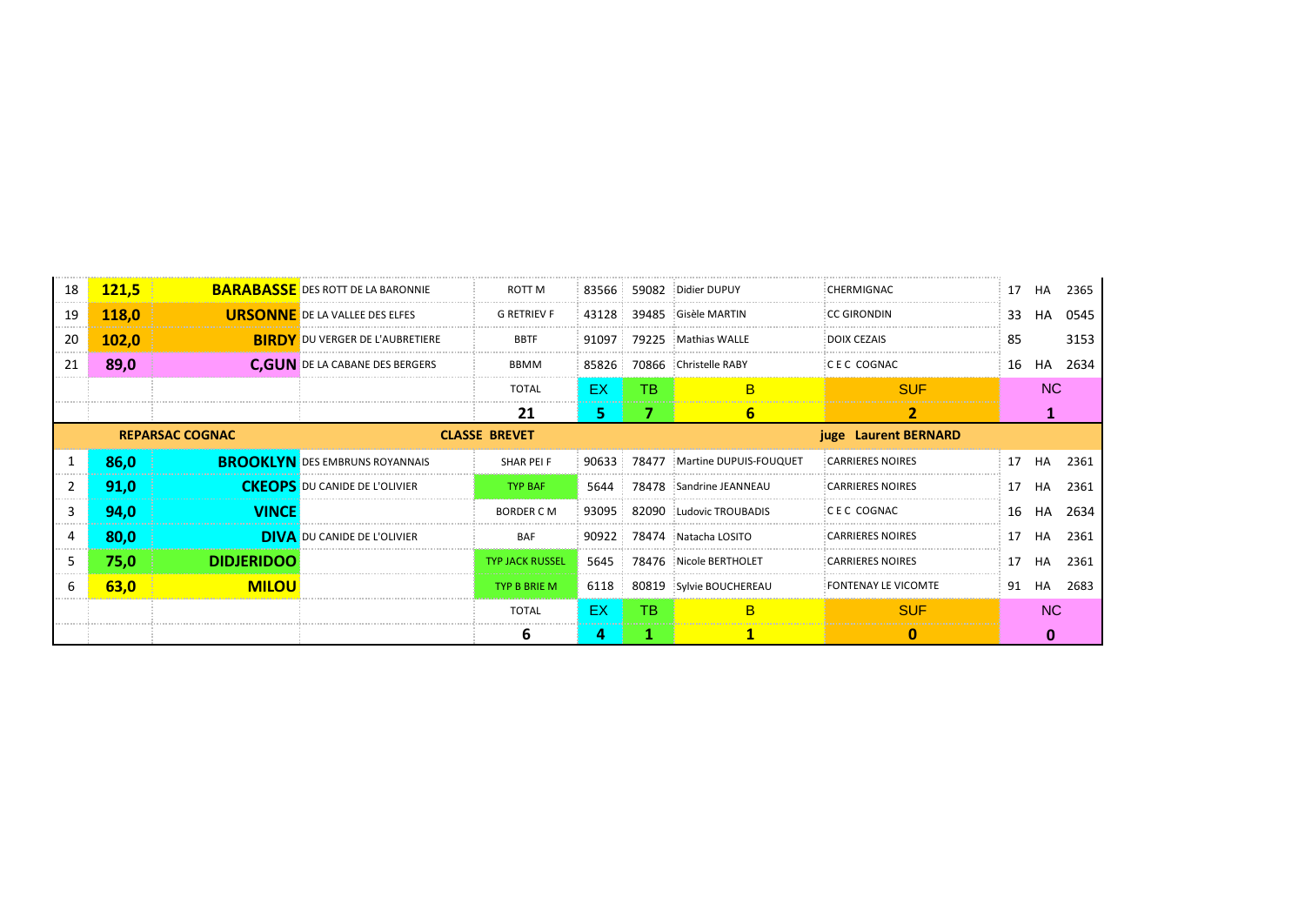| | | | | | | | | | | | |
|---|---|---|---|---|---|---|---|---|---|---|---|
| 18 | 121,5 | **BARABASSE** | DES ROTT DE LA BARONNIE | ROTT M | 83566 | 59082 | Didier DUPUY | CHERMIGNAC | 17 | HA | 2365 |
| 19 | 118,0 | **URSONNE** | DE LA VALLEE DES ELFES | G RETRIEV F | 43128 | 39485 | Gisèle MARTIN | CC GIRONDIN | 33 | HA | 0545 |
| 20 | 102,0 | **BIRDY** | DU VERGER DE L'AUBRETIERE | BBTF | 91097 | 79225 | Mathias WALLE | DOIX CEZAIS | 85 | | 3153 |
| 21 | 89,0 | **C,GUN** | DE LA CABANE DES BERGERS | BBMM | 85826 | 70866 | Christelle RABY | C E C COGNAC | 16 | HA | 2634 |
| | | | | TOTAL | EX | TB | B | SUF | NC | | |
| | | | | **21** | **5** | **7** | **6** | **2** | **1** | | |
| **REPARSAC COGNAC** | | | | **CLASSE BREVET** | | | | **juge Laurent BERNARD** | | | |
| 1 | 86,0 | **BROOKLYN** | DES EMBRUNS ROYANNAIS | SHAR PEI F | 90633 | 78477 | Martine DUPUIS-FOUQUET | CARRIERES NOIRES | 17 | HA | 2361 |
| 2 | 91,0 | **CKEOPS** | DU CANIDE DE L'OLIVIER | TYP BAF | 5644 | 78478 | Sandrine JEANNEAU | CARRIERES NOIRES | 17 | HA | 2361 |
| 3 | 94,0 | **VINCE** | | BORDER C M | 93095 | 82090 | Ludovic TROUBADIS | C E C COGNAC | 16 | HA | 2634 |
| 4 | 80,0 | **DIVA** | DU CANIDE DE L'OLIVIER | BAF | 90922 | 78474 | Natacha LOSITO | CARRIERES NOIRES | 17 | HA | 2361 |
| 5 | 75,0 | **DIDJERIDOO** | | TYP JACK RUSSEL | 5645 | 78476 | Nicole BERTHOLET | CARRIERES NOIRES | 17 | HA | 2361 |
| 6 | 63,0 | **MILOU** | | TYP B BRIE M | 6118 | 80819 | Sylvie BOUCHEREAU | FONTENAY LE VICOMTE | 91 | HA | 2683 |
| | | | | TOTAL | EX | TB | B | SUF | NC | | |
| | | | | **6** | **4** | **1** | **1** | **0** | **0** | | |